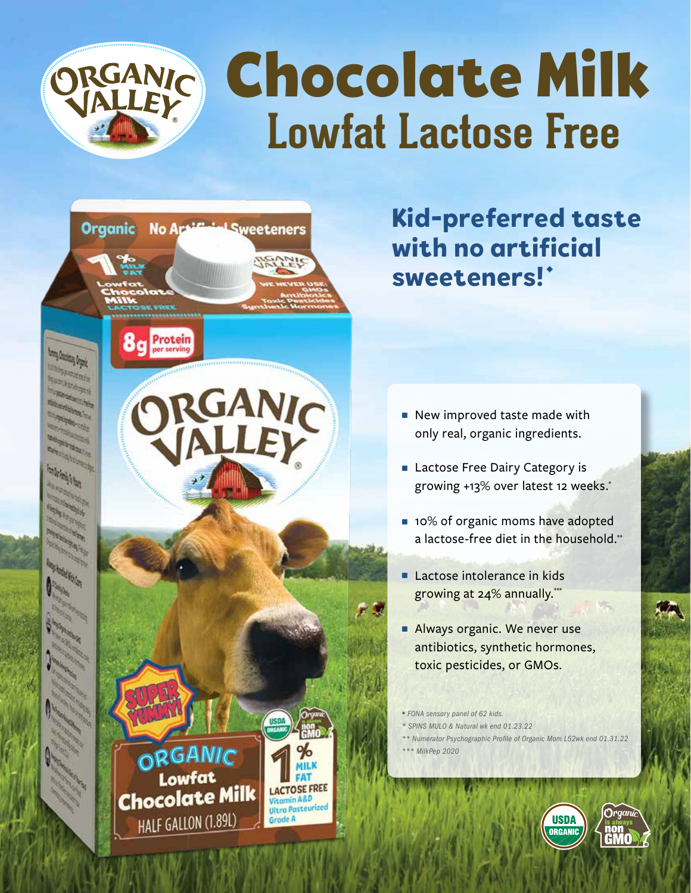# Chocolate Milk

## Lowfat Lactose Free

### Kid-preferred taste with no artificial sweeteners!◆

- New improved taste made with only real, organic ingredients.
- Lactose Free Dairy Category is growing +13% over latest 12 weeks.*
- 10% of organic moms have adopted a lactose-free diet in the household.**
- Lactose intolerance in kids growing at 24% annually.***
- Always organic. We never use antibiotics, synthetic hormones, toxic pesticides, or GMOs.

*◆ FONA sensory panel of 62 kids.*
** SPINS MULO & Natural wk end 01.23.22*
*** Numerator Psychographic Profile of Organic Mom L52wk end 01.31.22*
**** MilkPep 2020*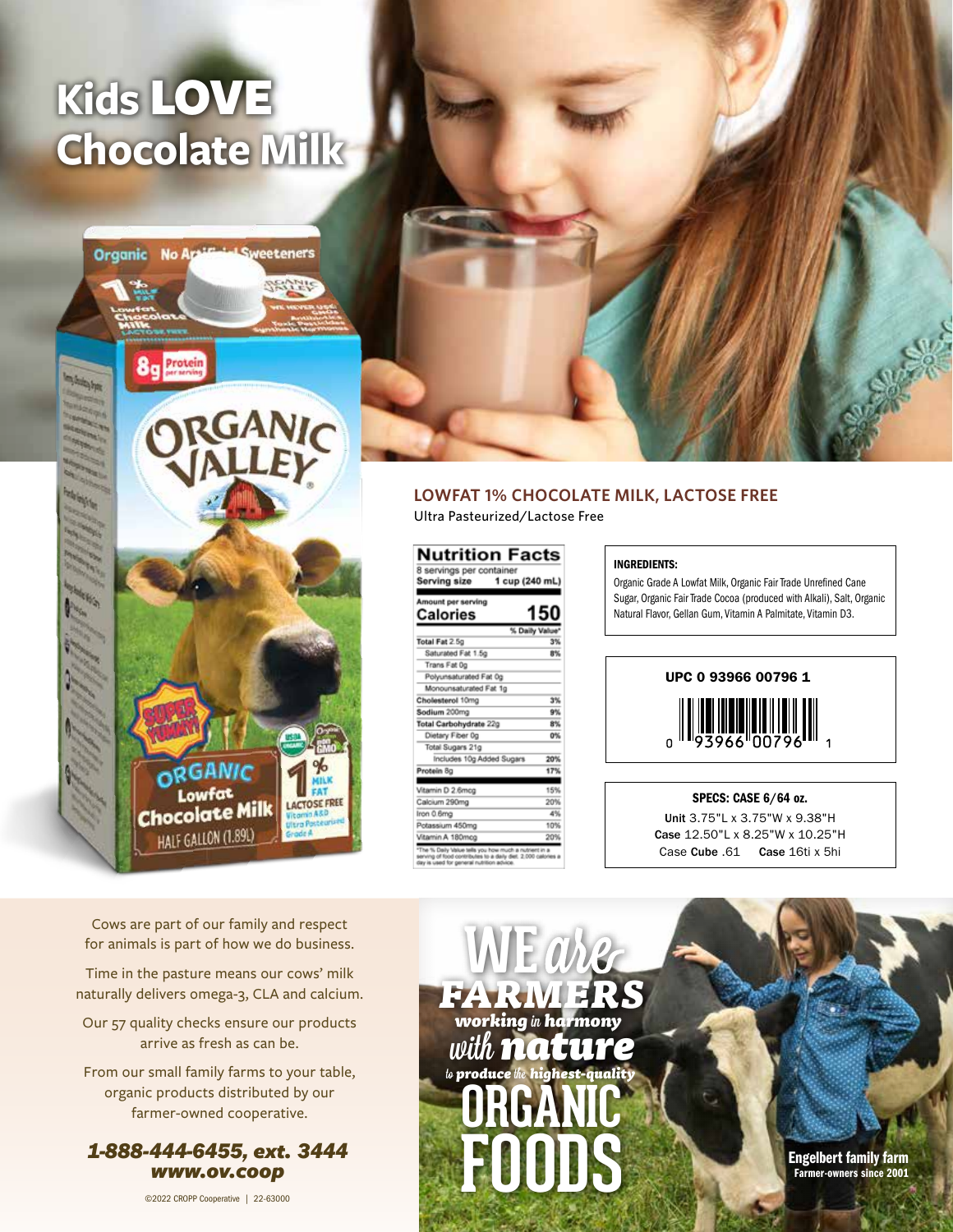# Kids LOVE Chocolate Milk

## LOWFAT 1% CHOCOLATE MILK, LACTOSE FREE

Ultra Pasteurized/Lactose Free

**Nutrition Facts**

8 servings per container

| Serving size | 1 cup (240 mL) |
|---|---|
| **Amount per serving** | |
| **Calories** | **150** |
| | **% Daily Value*** |
| **Total Fat** 2.5g | 3% |
| Saturated Fat 1.5g | 8% |
| Trans Fat 0g | |
| Polyunsaturated Fat 0g | |
| Monounsaturated Fat 1g | |
| **Cholesterol** 10mg | 3% |
| **Sodium** 200mg | 9% |
| **Total Carbohydrate** 22g | 8% |
| Dietary Fiber 0g | 0% |
| Total Sugars 21g | |
| Includes 10g Added Sugars | 20% |
| **Protein** 8g | 17% |
| Vitamin D 2.6mcg | 15% |
| Calcium 290mg | 20% |
| Iron 0.6mg | 4% |
| Potassium 450mg | 10% |
| Vitamin A 180mcg | 20% |

*The % Daily Value tells you how much a nutrient in a serving of food contributes to a daily diet. 2,000 calories a day is used for general nutrition advice.

**INGREDIENTS:**

Organic Grade A Lowfat Milk, Organic Fair Trade Unrefined Cane Sugar, Organic Fair Trade Cocoa (produced with Alkali), Salt, Organic Natural Flavor, Gellan Gum, Vitamin A Palmitate, Vitamin D3.

**UPC 0 93966 00796 1**

**SPECS: CASE 6/64 oz.**

**Unit** 3.75"L x 3.75"W x 9.38"H

**Case** 12.50"L x 8.25"W x 10.25"H

Case **Cube** .61 **Case** 16ti x 5hi

Cows are part of our family and respect for animals is part of how we do business.

Time in the pasture means our cows' milk naturally delivers omega-3, CLA and calcium.

Our 57 quality checks ensure our products arrive as fresh as can be.

From our small family farms to your table, organic products distributed by our farmer-owned cooperative.

***1-888-444-6455, ext. 3444***

***www.ov.coop***

©2022 CROPP Cooperative | 22-63000

WE are FARMERS working in harmony with nature to produce the highest-quality ORGANIC FOODS

**Engelbert family farm**

**Farmer-owners since 2001**